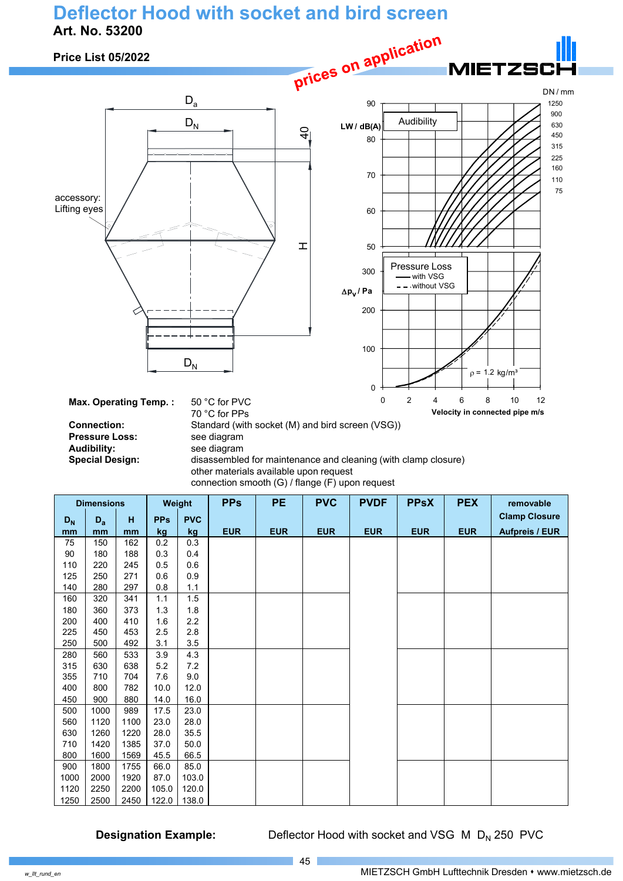# Deflector Hood with socket and bird screen

**Art. No. 53200**

**Price List 05/2022**

prices on application

MIETZSCH

accessory: Lifting eyes

| | |
|---|---|
| **Max. Operating Temp. :** | 50 °C for PVC<br>70 °C for PPs |
| **Connection:** | Standard (with socket (M) and bird screen (VSG)) |
| **Pressure Loss:** | see diagram |
| **Audibility:** | see diagram |
| **Special Design:** | disassembled for maintenance and cleaning (with clamp closure)<br>other materials available upon request<br>connection smooth (G) / flange (F) upon request |

| Dimensions | | | Weight | | PPs | PE | PVC | PVDF | PPsX | PEX | removable Clamp Closure |
|---|---|---|---|---|---|---|---|---|---|---|---|
| $D_N$ mm | $D_a$ mm | H mm | PPs kg | PVC kg | EUR | EUR | EUR | EUR | EUR | EUR | Aufpreis / EUR |
| 75 | 150 | 162 | 0.2 | 0.3 | | | | | | | |
| 90 | 180 | 188 | 0.3 | 0.4 | | | | | | | |
| 110 | 220 | 245 | 0.5 | 0.6 | | | | | | | |
| 125 | 250 | 271 | 0.6 | 0.9 | | | | | | | |
| 140 | 280 | 297 | 0.8 | 1.1 | | | | | | | |
| 160 | 320 | 341 | 1.1 | 1.5 | | | | | | | |
| 180 | 360 | 373 | 1.3 | 1.8 | | | | | | | |
| 200 | 400 | 410 | 1.6 | 2.2 | | | | | | | |
| 225 | 450 | 453 | 2.5 | 2.8 | | | | | | | |
| 250 | 500 | 492 | 3.1 | 3.5 | | | | | | | |
| 280 | 560 | 533 | 3.9 | 4.3 | | | | | | | |
| 315 | 630 | 638 | 5.2 | 7.2 | | | | | | | |
| 355 | 710 | 704 | 7.6 | 9.0 | | | | | | | |
| 400 | 800 | 782 | 10.0 | 12.0 | | | | | | | |
| 450 | 900 | 880 | 14.0 | 16.0 | | | | | | | |
| 500 | 1000 | 989 | 17.5 | 23.0 | | | | | | | |
| 560 | 1120 | 1100 | 23.0 | 28.0 | | | | | | | |
| 630 | 1260 | 1220 | 28.0 | 35.5 | | | | | | | |
| 710 | 1420 | 1385 | 37.0 | 50.0 | | | | | | | |
| 800 | 1600 | 1569 | 45.5 | 66.5 | | | | | | | |
| 900 | 1800 | 1755 | 66.0 | 85.0 | | | | | | | |
| 1000 | 2000 | 1920 | 87.0 | 103.0 | | | | | | | |
| 1120 | 2250 | 2200 | 105.0 | 120.0 | | | | | | | |
| 1250 | 2500 | 2450 | 122.0 | 138.0 | | | | | | | |

**Designation Example:** Deflector Hood with socket and VSG M $D_N$ 250 PVC

w_llt_rund_en

MIETZSCH GmbH Lufttechnik Dresden • www.mietzsch.de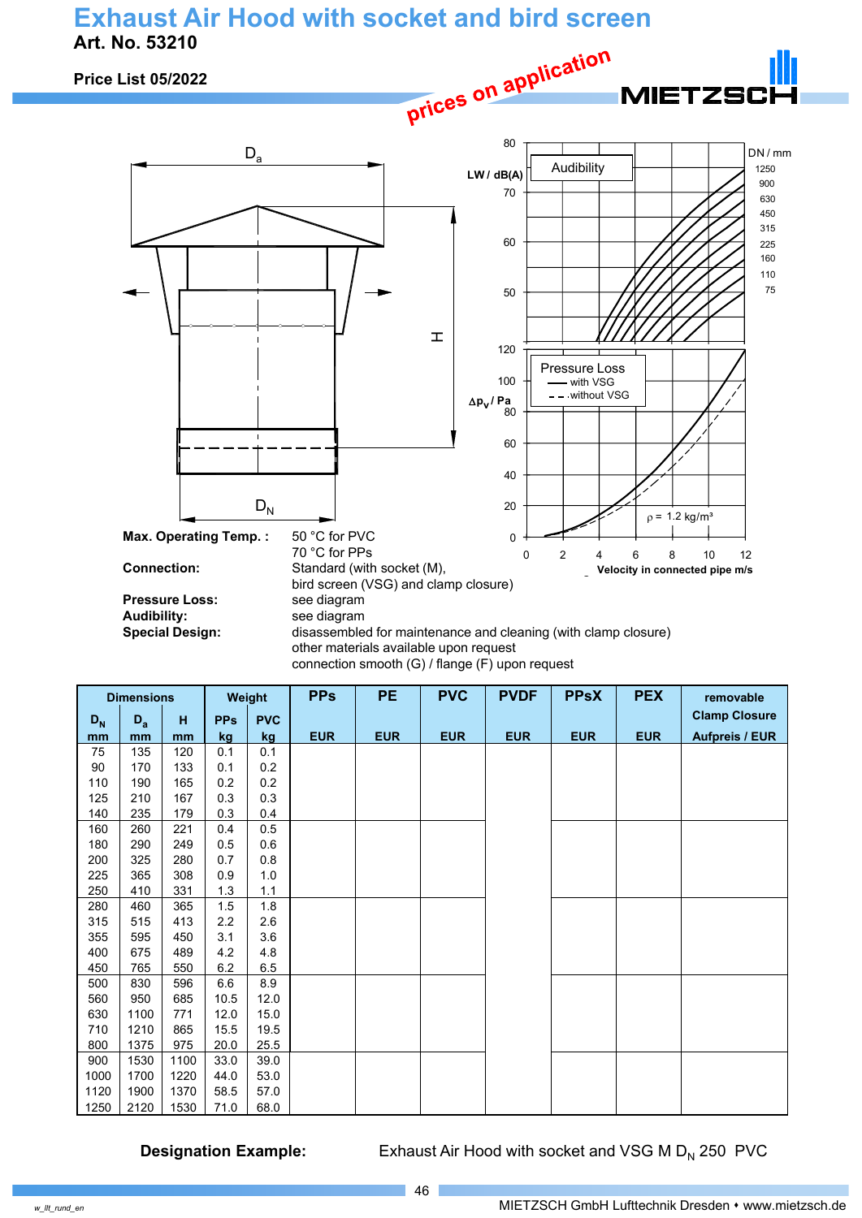# Exhaust Air Hood with socket and bird screen

**Art. No. 53210**

**Price List 05/2022**

prices on application

| Max. Operating Temp. : | 50 °C for PVC<br>70 °C for PPs |
|---|---|
| **Connection:** | Standard (with socket (M), bird screen (VSG) and clamp closure) |
| **Pressure Loss:** | see diagram |
| **Audibility:** | see diagram |
| **Special Design:** | disassembled for maintenance and cleaning (with clamp closure)<br>other materials available upon request<br>connection smooth (G) / flange (F) upon request |

| Dimensions | | | Weight | | PPs | PE | PVC | PVDF | PPsX | PEX | removable Clamp Closure |
|---|---|---|---|---|---|---|---|---|---|---|---|
| $D_N$ mm | $D_a$ mm | H mm | PPs kg | PVC kg | EUR | EUR | EUR | EUR | EUR | EUR | Aufpreis / EUR |
| 75 | 135 | 120 | 0.1 | 0.1 | | | | | | | |
| 90 | 170 | 133 | 0.1 | 0.2 | | | | | | | |
| 110 | 190 | 165 | 0.2 | 0.2 | | | | | | | |
| 125 | 210 | 167 | 0.3 | 0.3 | | | | | | | |
| 140 | 235 | 179 | 0.3 | 0.4 | | | | | | | |
| 160 | 260 | 221 | 0.4 | 0.5 | | | | | | | |
| 180 | 290 | 249 | 0.5 | 0.6 | | | | | | | |
| 200 | 325 | 280 | 0.7 | 0.8 | | | | | | | |
| 225 | 365 | 308 | 0.9 | 1.0 | | | | | | | |
| 250 | 410 | 331 | 1.3 | 1.1 | | | | | | | |
| 280 | 460 | 365 | 1.5 | 1.8 | | | | | | | |
| 315 | 515 | 413 | 2.2 | 2.6 | | | | | | | |
| 355 | 595 | 450 | 3.1 | 3.6 | | | | | | | |
| 400 | 675 | 489 | 4.2 | 4.8 | | | | | | | |
| 450 | 765 | 550 | 6.2 | 6.5 | | | | | | | |
| 500 | 830 | 596 | 6.6 | 8.9 | | | | | | | |
| 560 | 950 | 685 | 10.5 | 12.0 | | | | | | | |
| 630 | 1100 | 771 | 12.0 | 15.0 | | | | | | | |
| 710 | 1210 | 865 | 15.5 | 19.5 | | | | | | | |
| 800 | 1375 | 975 | 20.0 | 25.5 | | | | | | | |
| 900 | 1530 | 1100 | 33.0 | 39.0 | | | | | | | |
| 1000 | 1700 | 1220 | 44.0 | 53.0 | | | | | | | |
| 1120 | 1900 | 1370 | 58.5 | 57.0 | | | | | | | |
| 1250 | 2120 | 1530 | 71.0 | 68.0 | | | | | | | |

**Designation Example:** Exhaust Air Hood with socket and VSG M $D_N$ 250 PVC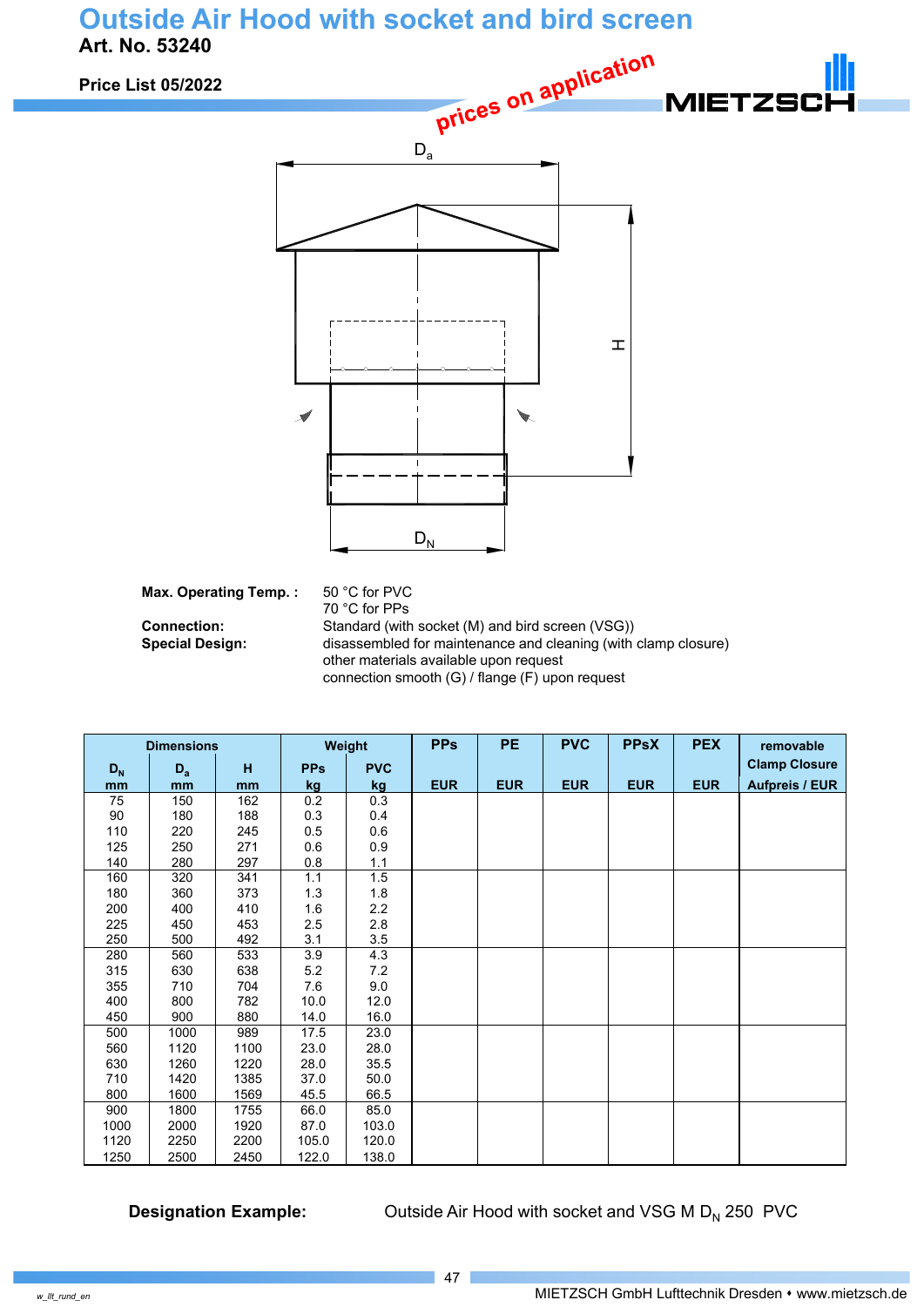# Outside Air Hood with socket and bird screen

**Art. No. 53240**

**Price List 05/2022**

prices on application

**Max. Operating Temp. :** 50 °C for PVC
70 °C for PPs

**Connection:** Standard (with socket (M) and bird screen (VSG))

**Special Design:** disassembled for maintenance and cleaning (with clamp closure)
other materials available upon request
connection smooth (G) / flange (F) upon request

| Dimensions | | | Weight | | PPs | PE | PVC | PPsX | PEX | removable Clamp Closure |
|---|---|---|---|---|---|---|---|---|---|---|
| $D_N$ mm | $D_a$ mm | H mm | PPs kg | PVC kg | EUR | EUR | EUR | EUR | EUR | Aufpreis / EUR |
| 75 | 150 | 162 | 0.2 | 0.3 | | | | | | |
| 90 | 180 | 188 | 0.3 | 0.4 | | | | | | |
| 110 | 220 | 245 | 0.5 | 0.6 | | | | | | |
| 125 | 250 | 271 | 0.6 | 0.9 | | | | | | |
| 140 | 280 | 297 | 0.8 | 1.1 | | | | | | |
| 160 | 320 | 341 | 1.1 | 1.5 | | | | | | |
| 180 | 360 | 373 | 1.3 | 1.8 | | | | | | |
| 200 | 400 | 410 | 1.6 | 2.2 | | | | | | |
| 225 | 450 | 453 | 2.5 | 2.8 | | | | | | |
| 250 | 500 | 492 | 3.1 | 3.5 | | | | | | |
| 280 | 560 | 533 | 3.9 | 4.3 | | | | | | |
| 315 | 630 | 638 | 5.2 | 7.2 | | | | | | |
| 355 | 710 | 704 | 7.6 | 9.0 | | | | | | |
| 400 | 800 | 782 | 10.0 | 12.0 | | | | | | |
| 450 | 900 | 880 | 14.0 | 16.0 | | | | | | |
| 500 | 1000 | 989 | 17.5 | 23.0 | | | | | | |
| 560 | 1120 | 1100 | 23.0 | 28.0 | | | | | | |
| 630 | 1260 | 1220 | 28.0 | 35.5 | | | | | | |
| 710 | 1420 | 1385 | 37.0 | 50.0 | | | | | | |
| 800 | 1600 | 1569 | 45.5 | 66.5 | | | | | | |
| 900 | 1800 | 1755 | 66.0 | 85.0 | | | | | | |
| 1000 | 2000 | 1920 | 87.0 | 103.0 | | | | | | |
| 1120 | 2250 | 2200 | 105.0 | 120.0 | | | | | | |
| 1250 | 2500 | 2450 | 122.0 | 138.0 | | | | | | |

**Designation Example:** Outside Air Hood with socket and VSG M $D_N$ 250 PVC

MIETZSCH GmbH Lufttechnik Dresden • www.mietzsch.de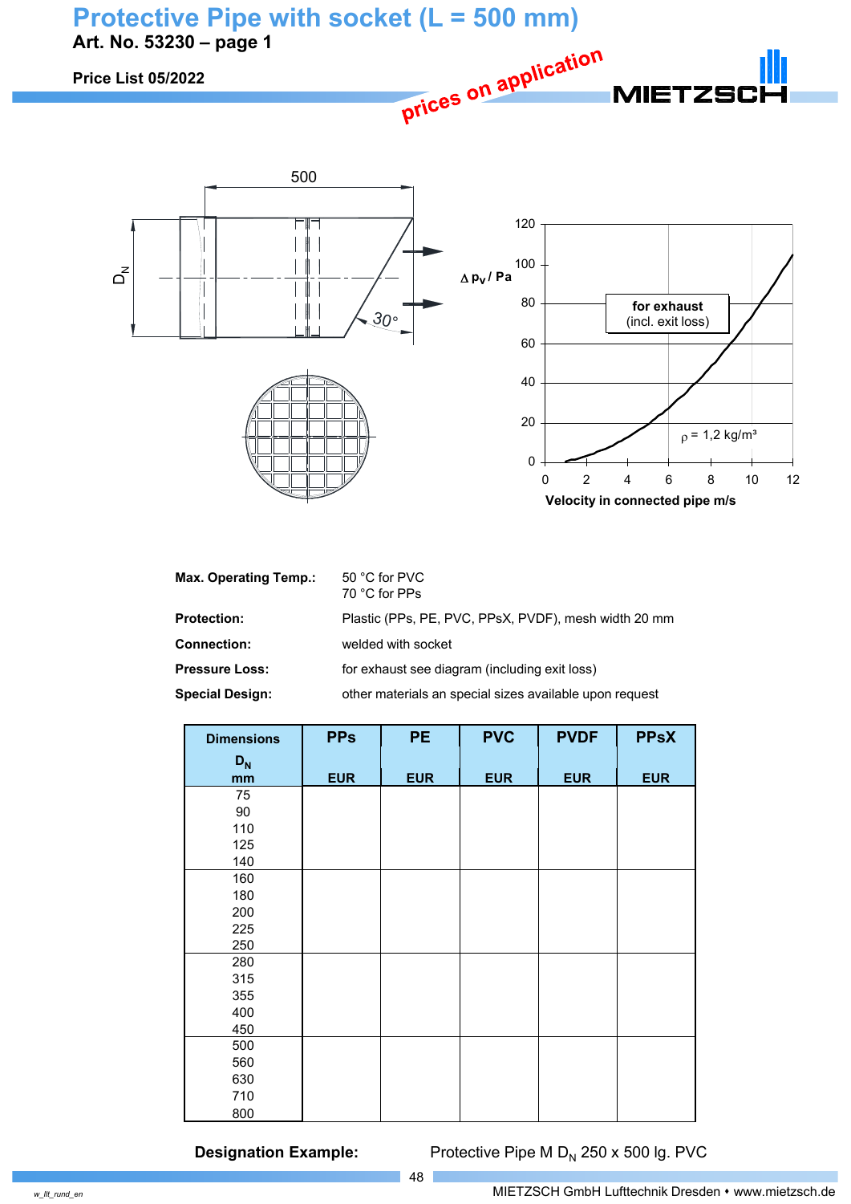# Protective Pipe with socket (L = 500 mm)

**Art. No. 53230 – page 1**

**Price List 05/2022**

prices on application

| | |
|---|---|
| **Max. Operating Temp.:** | 50 °C for PVC<br>70 °C for PPs |
| **Protection:** | Plastic (PPs, PE, PVC, PPsX, PVDF), mesh width 20 mm |
| **Connection:** | welded with socket |
| **Pressure Loss:** | for exhaust see diagram (including exit loss) |
| **Special Design:** | other materials an special sizes available upon request |

| Dimensions $D_N$ mm | PPs EUR | PE EUR | PVC EUR | PVDF EUR | PPsX EUR |
|---|---|---|---|---|---|
| 75 | | | | | |
| 90 | | | | | |
| 110 | | | | | |
| 125 | | | | | |
| 140 | | | | | |
| 160 | | | | | |
| 180 | | | | | |
| 200 | | | | | |
| 225 | | | | | |
| 250 | | | | | |
| 280 | | | | | |
| 315 | | | | | |
| 355 | | | | | |
| 400 | | | | | |
| 450 | | | | | |
| 500 | | | | | |
| 560 | | | | | |
| 630 | | | | | |
| 710 | | | | | |
| 800 | | | | | |

**Designation Example:** Protective Pipe M $D_N$ 250 x 500 lg. PVC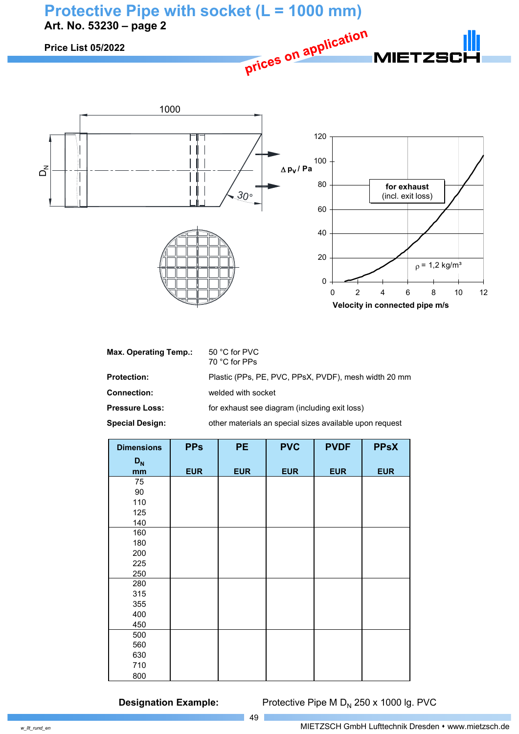# Protective Pipe with socket (L = 1000 mm)

**Art. No. 53230 – page 2**

**Price List 05/2022**

prices on application

| | |
|---|---|
| **Max. Operating Temp.:** | 50 °C for PVC<br>70 °C for PPs |
| **Protection:** | Plastic (PPs, PE, PVC, PPsX, PVDF), mesh width 20 mm |
| **Connection:** | welded with socket |
| **Pressure Loss:** | for exhaust see diagram (including exit loss) |
| **Special Design:** | other materials an special sizes available upon request |

| Dimensions $D_N$ mm | PPs EUR | PE EUR | PVC EUR | PVDF EUR | PPsX EUR |
|---|---|---|---|---|---|
| 75 | | | | | |
| 90 | | | | | |
| 110 | | | | | |
| 125 | | | | | |
| 140 | | | | | |
| 160 | | | | | |
| 180 | | | | | |
| 200 | | | | | |
| 225 | | | | | |
| 250 | | | | | |
| 280 | | | | | |
| 315 | | | | | |
| 355 | | | | | |
| 400 | | | | | |
| 450 | | | | | |
| 500 | | | | | |
| 560 | | | | | |
| 630 | | | | | |
| 710 | | | | | |
| 800 | | | | | |

**Designation Example:** Protective Pipe M $D_N$ 250 x 1000 lg. PVC

MIETZSCH GmbH Lufttechnik Dresden • www.mietzsch.de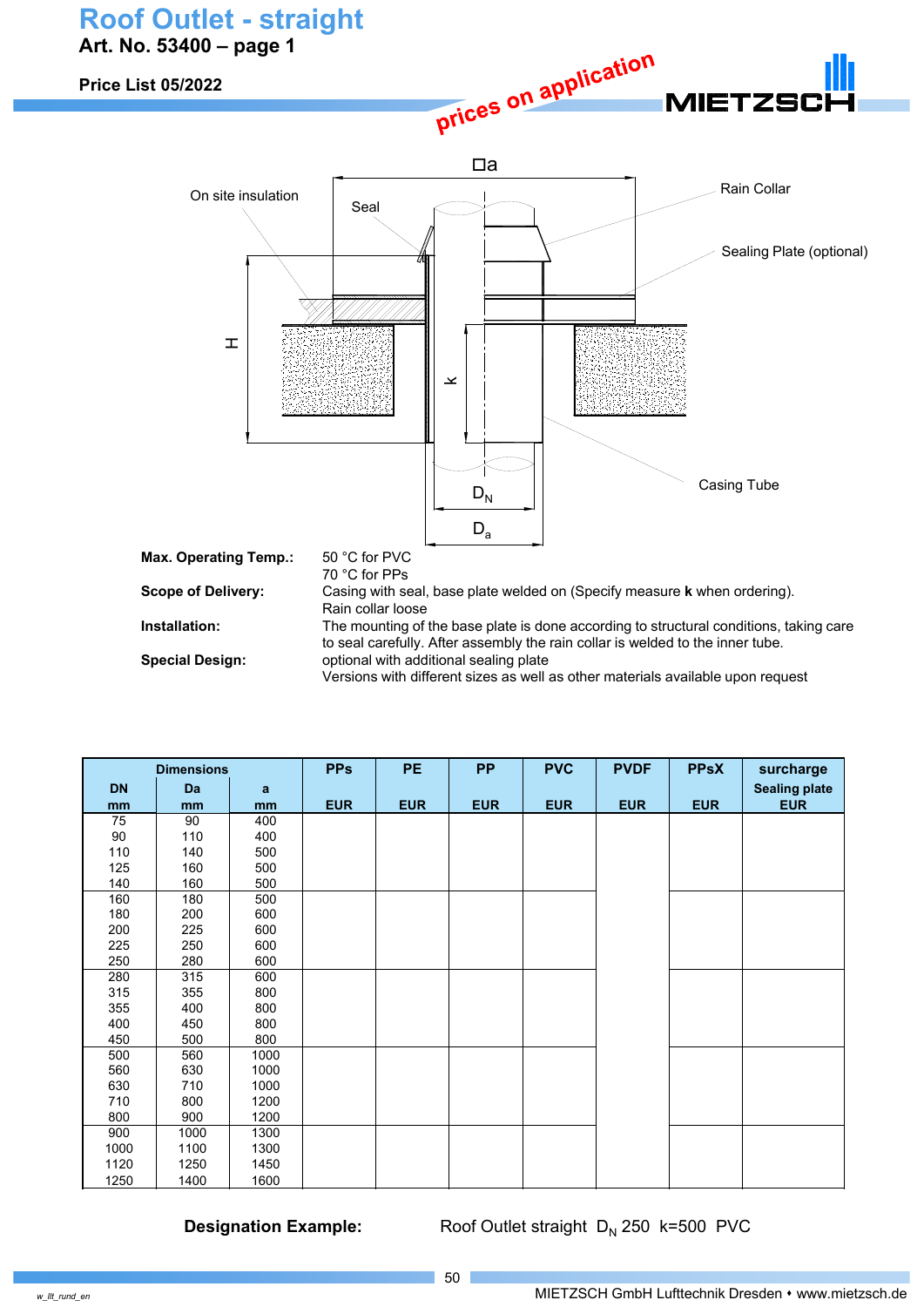# Roof Outlet - straight

**Art. No. 53400 – page 1**

**Price List 05/2022**

prices on application

MIETZSCH

On site insulation

Seal

□a

Rain Collar

Sealing Plate (optional)

H

k

Casing Tube

$D_N$

$D_a$

| | |
|---|---|
| **Max. Operating Temp.:** | 50 °C for PVC<br>70 °C for PPs |
| **Scope of Delivery:** | Casing with seal, base plate welded on (Specify measure **k** when ordering).<br>Rain collar loose |
| **Installation:** | The mounting of the base plate is done according to structural conditions, taking care to seal carefully. After assembly the rain collar is welded to the inner tube. |
| **Special Design:** | optional with additional sealing plate<br>Versions with different sizes as well as other materials available upon request |

| Dimensions | | | PPs | PE | PP | PVC | PVDF | PPsX | surcharge |
|---|---|---|---|---|---|---|---|---|---|
| DN | Da | a | | | | | | | Sealing plate |
| mm | mm | mm | EUR | EUR | EUR | EUR | EUR | EUR | EUR |
| 75 | 90 | 400 | | | | | | | |
| 90 | 110 | 400 | | | | | | | |
| 110 | 140 | 500 | | | | | | | |
| 125 | 160 | 500 | | | | | | | |
| 140 | 160 | 500 | | | | | | | |
| 160 | 180 | 500 | | | | | | | |
| 180 | 200 | 600 | | | | | | | |
| 200 | 225 | 600 | | | | | | | |
| 225 | 250 | 600 | | | | | | | |
| 250 | 280 | 600 | | | | | | | |
| 280 | 315 | 600 | | | | | | | |
| 315 | 355 | 800 | | | | | | | |
| 355 | 400 | 800 | | | | | | | |
| 400 | 450 | 800 | | | | | | | |
| 450 | 500 | 800 | | | | | | | |
| 500 | 560 | 1000 | | | | | | | |
| 560 | 630 | 1000 | | | | | | | |
| 630 | 710 | 1000 | | | | | | | |
| 710 | 800 | 1200 | | | | | | | |
| 800 | 900 | 1200 | | | | | | | |
| 900 | 1000 | 1300 | | | | | | | |
| 1000 | 1100 | 1300 | | | | | | | |
| 1120 | 1250 | 1450 | | | | | | | |
| 1250 | 1400 | 1600 | | | | | | | |

**Designation Example:** Roof Outlet straight $D_N$ 250 k=500 PVC

MIETZSCH GmbH Lufttechnik Dresden • www.mietzsch.de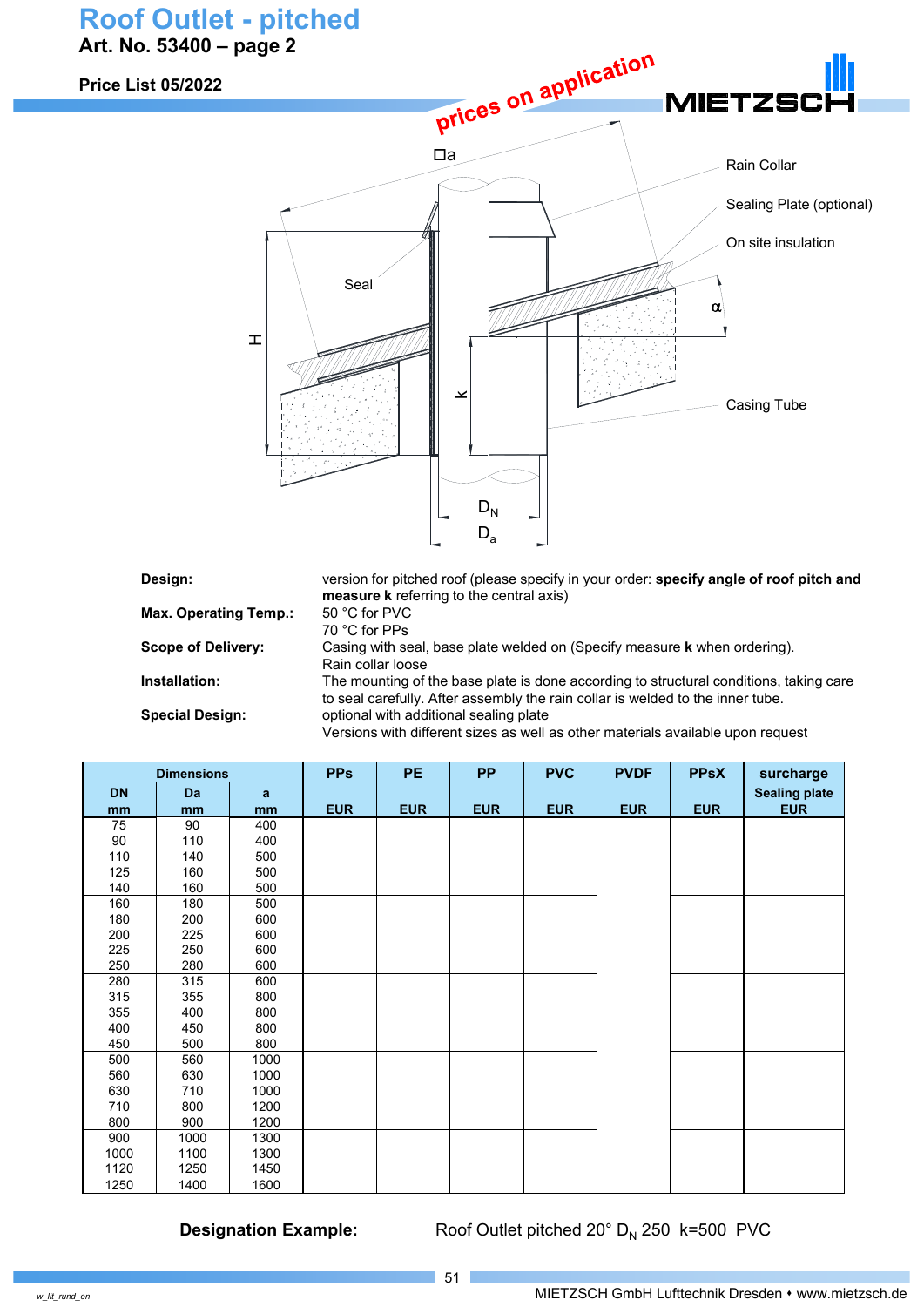# Roof Outlet - pitched

**Art. No. 53400 – page 2**

**Price List 05/2022**

prices on application

MIETZSCH

□a

Rain Collar

Sealing Plate (optional)

On site insulation

Seal

α

H

k

Casing Tube

$D_N$

$D_a$

| | |
|---|---|
| **Design:** | version for pitched roof (please specify in your order: **specify angle of roof pitch and measure k** referring to the central axis) |
| **Max. Operating Temp.:** | 50 °C for PVC<br>70 °C for PPs |
| **Scope of Delivery:** | Casing with seal, base plate welded on (Specify measure **k** when ordering).<br>Rain collar loose |
| **Installation:** | The mounting of the base plate is done according to structural conditions, taking care to seal carefully. After assembly the rain collar is welded to the inner tube. |
| **Special Design:** | optional with additional sealing plate<br>Versions with different sizes as well as other materials available upon request |

| Dimensions | | | PPs | PE | PP | PVC | PVDF | PPsX | surcharge Sealing plate |
|---|---|---|---|---|---|---|---|---|---|
| DN mm | Da mm | a mm | EUR | EUR | EUR | EUR | EUR | EUR | EUR |
| 75 | 90 | 400 | | | | | | | |
| 90 | 110 | 400 | | | | | | | |
| 110 | 140 | 500 | | | | | | | |
| 125 | 160 | 500 | | | | | | | |
| 140 | 160 | 500 | | | | | | | |
| 160 | 180 | 500 | | | | | | | |
| 180 | 200 | 600 | | | | | | | |
| 200 | 225 | 600 | | | | | | | |
| 225 | 250 | 600 | | | | | | | |
| 250 | 280 | 600 | | | | | | | |
| 280 | 315 | 600 | | | | | | | |
| 315 | 355 | 800 | | | | | | | |
| 355 | 400 | 800 | | | | | | | |
| 400 | 450 | 800 | | | | | | | |
| 450 | 500 | 800 | | | | | | | |
| 500 | 560 | 1000 | | | | | | | |
| 560 | 630 | 1000 | | | | | | | |
| 630 | 710 | 1000 | | | | | | | |
| 710 | 800 | 1200 | | | | | | | |
| 800 | 900 | 1200 | | | | | | | |
| 900 | 1000 | 1300 | | | | | | | |
| 1000 | 1100 | 1300 | | | | | | | |
| 1120 | 1250 | 1450 | | | | | | | |
| 1250 | 1400 | 1600 | | | | | | | |

**Designation Example:** Roof Outlet pitched 20° $D_N$ 250 k=500 PVC